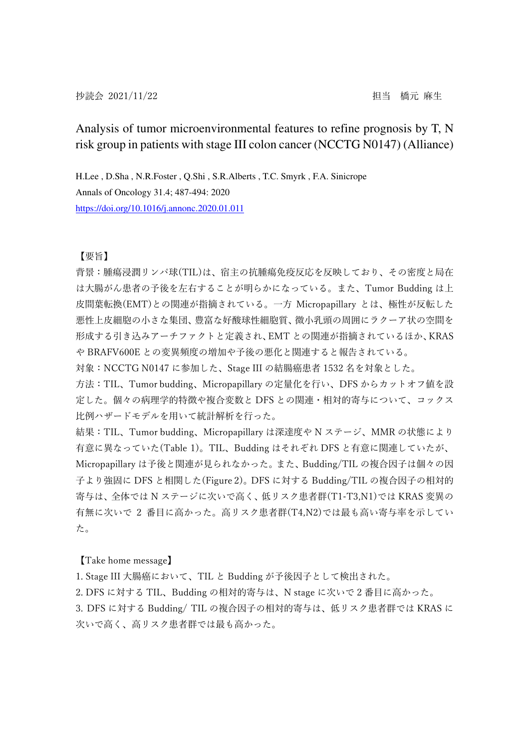抄読会 2021/11/22　　　　　　　　　　　　　　　　　　　　　担当　橋元 麻生

# Analysis of tumor microenvironmental features to refine prognosis by T, N risk group in patients with stage III colon cancer (NCCTG N0147) (Alliance)

H.Lee , D.Sha , N.R.Foster , Q.Shi , S.R.Alberts , T.C. Smyrk , F.A. Sinicrope

Annals of Oncology 31.4; 487-494: 2020

https://doi.org/10.1016/j.annonc.2020.01.011

【要旨】

背景：腫瘍浸潤リンパ球(TIL)は、宿主の抗腫瘍免疫反応を反映しており、その密度と局在は大腸がん患者の予後を左右することが明らかになっている。また、Tumor Budding は上皮間葉転換(EMT)との関連が指摘されている。一方 Micropapillary とは、極性が反転した悪性上皮細胞の小さな集団、豊富な好酸球性細胞質、微小乳頭の周囲にラクーア状の空間を形成する引き込みアーチファクトと定義され、EMT との関連が指摘されているほか、KRAS や BRAFV600E との変異頻度の増加や予後の悪化と関連すると報告されている。

対象：NCCTG N0147 に参加した、Stage III の結腸癌患者 1532 名を対象とした。

方法：TIL、Tumor budding、Micropapillary の定量化を行い、DFS からカットオフ値を設定した。個々の病理学的特徴や複合変数と DFS との関連・相対的寄与について、コックス比例ハザードモデルを用いて統計解析を行った。

結果：TIL、Tumor budding、Micropapillary は深達度や N ステージ、MMR の状態により有意に異なっていた(Table 1)。TIL、Budding はそれぞれ DFS と有意に関連していたが、Micropapillary は予後と関連が見られなかった。また、Budding/TIL の複合因子は個々の因子より強固に DFS と相関した(Figure 2)。DFS に対する Budding/TIL の複合因子の相対的寄与は、全体では N ステージに次いで高く、低リスク患者群(T1-T3,N1)では KRAS 変異の有無に次いで 2 番目に高かった。高リスク患者群(T4,N2)では最も高い寄与率を示していた。

【Take home message】

1. Stage III 大腸癌において、TIL と Budding が予後因子として検出された。
2. DFS に対する TIL、Budding の相対的寄与は、N stage に次いで 2 番目に高かった。
3. DFS に対する Budding/ TIL の複合因子の相対的寄与は、低リスク患者群では KRAS に次いで高く、高リスク患者群では最も高かった。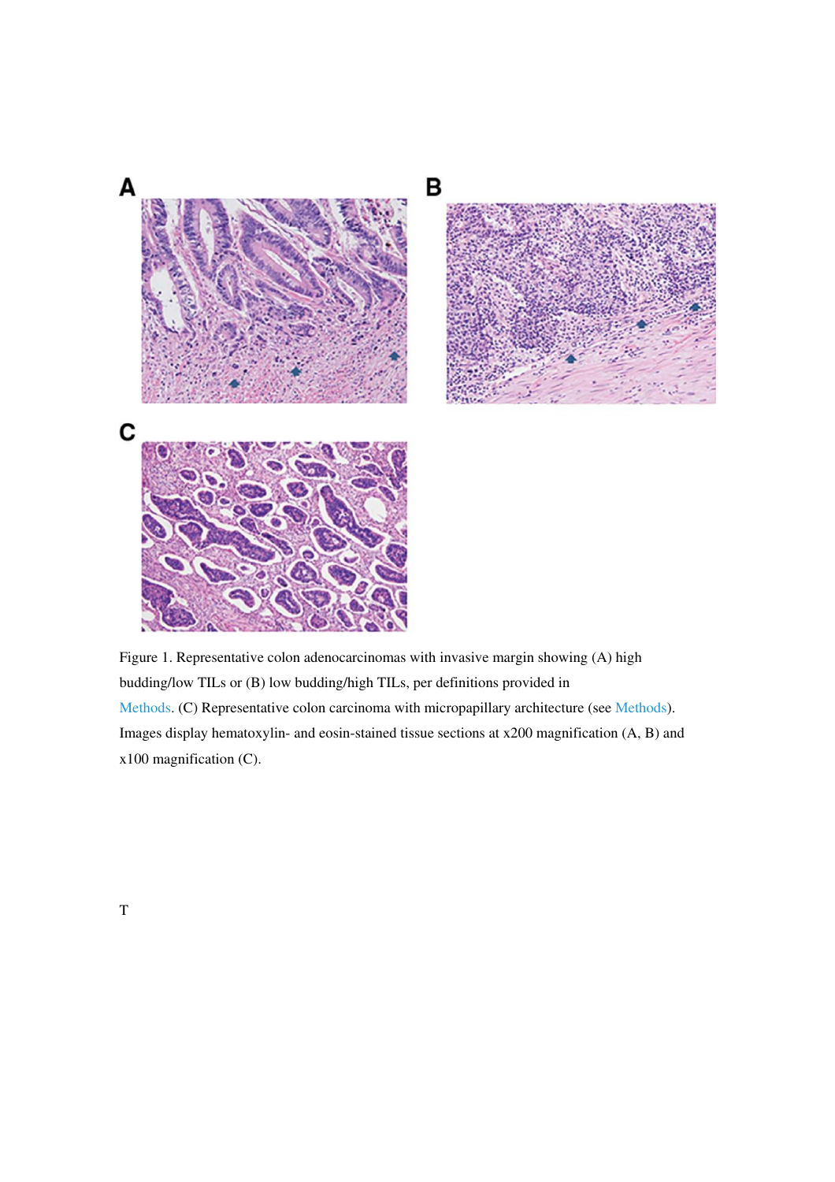Figure 1. Representative colon adenocarcinomas with invasive margin showing (A) high budding/low TILs or (B) low budding/high TILs, per definitions provided in Methods. (C) Representative colon carcinoma with micropapillary architecture (see Methods). Images display hematoxylin- and eosin-stained tissue sections at x200 magnification (A, B) and x100 magnification (C).

T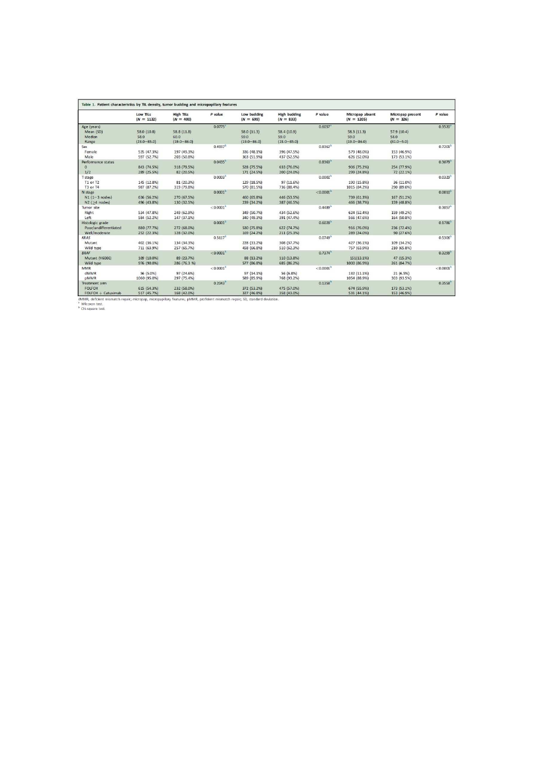**Table 1. Patient characteristics by TIL density, tumor budding and micropapillary features**

| | Low TILs (N = 1132) | High TILs (N = 400) | P value | Low budding (N = 699) | High budding (N = 833) | P value | Micropap absent (N = 1205) | Micropap present (N = 326) | P value |
|---|---|---|---|---|---|---|---|---|---|
| Age (years) | | | 0.0775[a] | | | 0.6057[a] | | | 0.3520[a] |
| Mean (SD) | 58.0 (10.8) | 58.8 (11.8) | | 58.0 (11.3) | 58.4 (10.9) | | 58.3 (11.3) | 57.9 (10.4) | |
| Median | 58.0 | 60.0 | | 59.0 | 59.0 | | 59.0 | 58.0 | |
| Range | (23.0–85.0) | (19.0–86.0) | | (19.0–86.0) | (23.0–85.0) | | (19.0–86.0) | (31.0–5.0) | |
| Sex | | | 0.4937[b] | | | 0.8362[b] | | | 0.7201[b] |
| Female | 535 (47.3%) | 197 (49.3%) | | 336 (48.1%) | 396 (47.5%) | | 579 (48.0%) | 153 (46.9%) | |
| Male | 597 (52.7%) | 203 (50.8%) | | 363 (51.9%) | 437 (52.5%) | | 626 (52.0%) | 173 (53.1%) | |
| Performance status | | | 0.0435[b] | | | 0.8363[b] | | | 0.3079[b] |
| 0 | 843 (74.5%) | 318 (79.5%) | | 528 (75.5%) | 633 (76.0%) | | 906 (75.2%) | 254 (77.9%) | |
| 1/2 | 289 (25.5%) | 82 (20.5%) | | 171 (24.5%) | 200 (24.0%) | | 299 (24.8%) | 72 (22.1%) | |
| T stage | | | 0.0003[b] | | | 0.0002[b] | | | 0.0329[b] |
| T1 or T2 | 145 (12.8%) | 81 (20.3%) | | 129 (18.5%) | 97 (11.6%) | | 190 (15.8%) | 36 (11.0%) | |
| T3 or T4 | 987 (87.2%) | 319 (79.8%) | | 570 (81.5%) | 736 (88.4%) | | 1015 (84.2%) | 290 (89.0%) | |
| N stage | | | 0.0001[b] | | | <0.0001[b] | | | 0.0010[b] |
| N1 (1–3 nodes) | 636 (56.2%) | 270 (67.5%) | | 460 (65.8%) | 446 (53.5%) | | 739 (61.3%) | 167 (51.2%) | |
| N2 (≥4 nodes) | 496 (43.8%) | 130 (32.5%) | | 239 (34.2%) | 387 (46.5%) | | 466 (38.7%) | 159 (48.8%) | |
| Tumor site | | | <0.0001[b] | | | 0.4489[b] | | | 0.3057[b] |
| Right | 534 (47.8%) | 249 (62.9%) | | 349 (50.7%) | 434 (52.6%) | | 624 (52.4%) | 159 (49.2%) | |
| Left | 584 (52.2%) | 147 (37.1%) | | 340 (49.3%) | 391 (47.4%) | | 566 (47.6%) | 164 (50.8%) | |
| Histologic grade | | | 0.0001[b] | | | 0.6028[b] | | | 0.1786[b] |
| Poor/undifferentiated | 880 (77.7%) | 272 (68.0%) | | 530 (75.8%) | 622 (74.7%) | | 916 (76.0%) | 236 (72.4%) | |
| Well/moderate | 252 (22.3%) | 128 (32.0%) | | 169 (24.2%) | 211 (25.3%) | | 289 (24.0%) | 90 (27.6%) | |
| *KRAS* | | | 0.5117[b] | | | 0.0749[b] | | | 0.5306[b] |
| Mutant | 402 (36.1%) | 134 (34.3%) | | 228 (33.2%) | 308 (37.7%) | | 427 (36.1%) | 109 (34.2%) | |
| Wild type | 711 (63.9%) | 257 (65.7%) | | 458 (66.8%) | 510 (62.3%) | | 757 (63.9%) | 210 (65.8%) | |
| *BRAF* | | | <0.0001[b] | | | 0.7374[b] | | | 0.3299[b] |
| Mutant (V600E) | 109 (10.0%) | 89 (23.7%) | | 88 (13.2%) | 110 (13.8%) | | 151(13.1%) | 47 (15.3%) | |
| Wild type | 976 (90.0%) | 286 (76.3 %) | | 577 (86.8%) | 685 (86.2%) | | 1000 (86.9%) | 261 (84.7%) | |
| MMR | | | <0.0001[b] | | | <0.0001[b] | | | <0.0001[b] |
| dMMR | 56 (5.0%) | 97 (24.6%) | | 97 (14.1%) | 56 (6.8%) | | 132 (11.1%) | 21 (6.5%) | |
| pMMR | 1060 (95.0%) | 297 (75.4%) | | 589 (85.9%) | 768 (93.2%) | | 1054 (88.9%) | 303 (93.5%) | |
| Treatment arm | | | 0.2043[b] | | | 0.1358[b] | | | 0.3558[b] |
| FOLFOX | 615 (54.3%) | 232 (58.0%) | | 372 (53.2%) | 475 (57.0%) | | 674 (55.9%) | 173 (53.1%) | |
| FOLFOX + Cetuximab | 517 (45.7%) | 168 (42.0%) | | 327 (46.8%) | 358 (43.0%) | | 531 (44.1%) | 153 (46.9%) | |

dMMR, deficient mismatch repair; micropap, micropapillary features; pMMR, proficient mismatch repair; SD, standard deviation.

[a] Wilcoxon test.

[b] Chi-square test.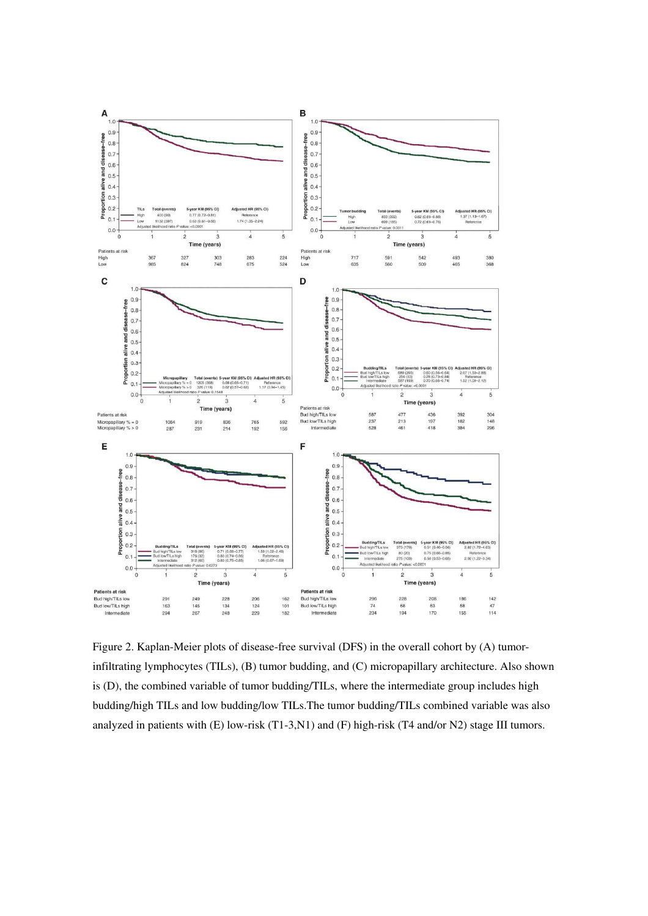Figure 2. Kaplan-Meier plots of disease-free survival (DFS) in the overall cohort by (A) tumor-infiltrating lymphocytes (TILs), (B) tumor budding, and (C) micropapillary architecture. Also shown is (D), the combined variable of tumor budding/TILs, where the intermediate group includes high budding/high TILs and low budding/low TILs.The tumor budding/TILs combined variable was also analyzed in patients with (E) low-risk (T1-3,N1) and (F) high-risk (T4 and/or N2) stage III tumors.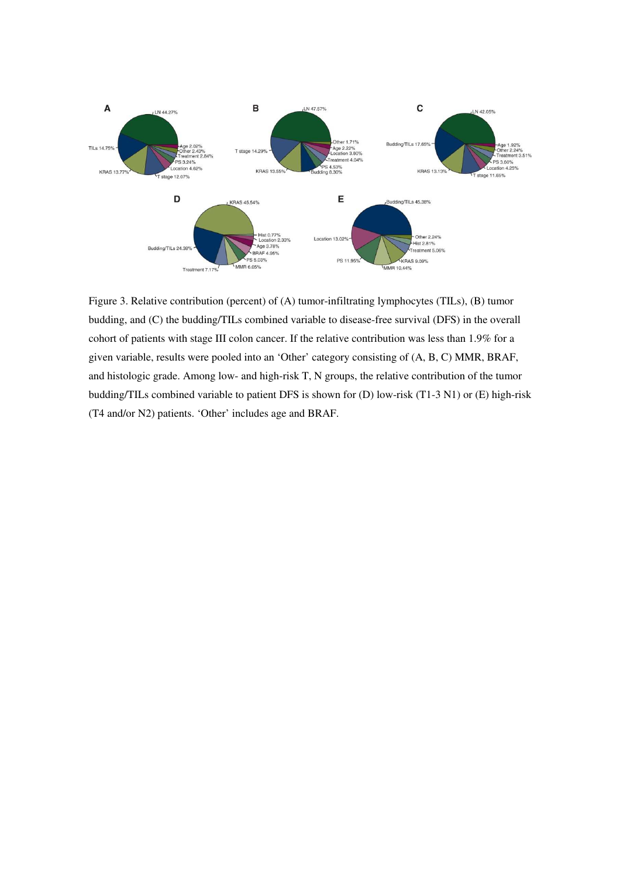A

LN 44.27%
TILs 14.75%
Age 2.02%
Other 2.43%
Treatment 2.84%
PS 3.24%
Location 4.62%
KRAS 13.77%
T stage 12.07%

B

LN 47.57%
T stage 14.29%
Other 1.71%
Age 2.22%
Location 3.80%
Treatment 4.04%
PS 4.53%
KRAS 13.55%
Budding 8.30%

C

LN 42.05%
Budding/TILs 17.65%
Age 1.92%
Other 2.24%
Treatment 3.51%
PS 3.60%
Location 4.25%
KRAS 13.13%
T stage 11.65%

D

KRAS 45.54%
Hist 0.77%
Location 2.33%
Age 3.78%
BRAF 4.95%
PS 5.03%
Budding/TILs 24.39%
MMR 6.05%
Treatment 7.17%

E

Budding/TILs 45.38%
Other 2.24%
Hist 2.81%
Location 13.02%
Treatment 5.06%
PS 11.95%
KRAS 9.09%
MMR 10.44%

Figure 3. Relative contribution (percent) of (A) tumor-infiltrating lymphocytes (TILs), (B) tumor budding, and (C) the budding/TILs combined variable to disease-free survival (DFS) in the overall cohort of patients with stage III colon cancer. If the relative contribution was less than 1.9% for a given variable, results were pooled into an 'Other' category consisting of (A, B, C) MMR, BRAF, and histologic grade. Among low- and high-risk T, N groups, the relative contribution of the tumor budding/TILs combined variable to patient DFS is shown for (D) low-risk (T1-3 N1) or (E) high-risk (T4 and/or N2) patients. 'Other' includes age and BRAF.